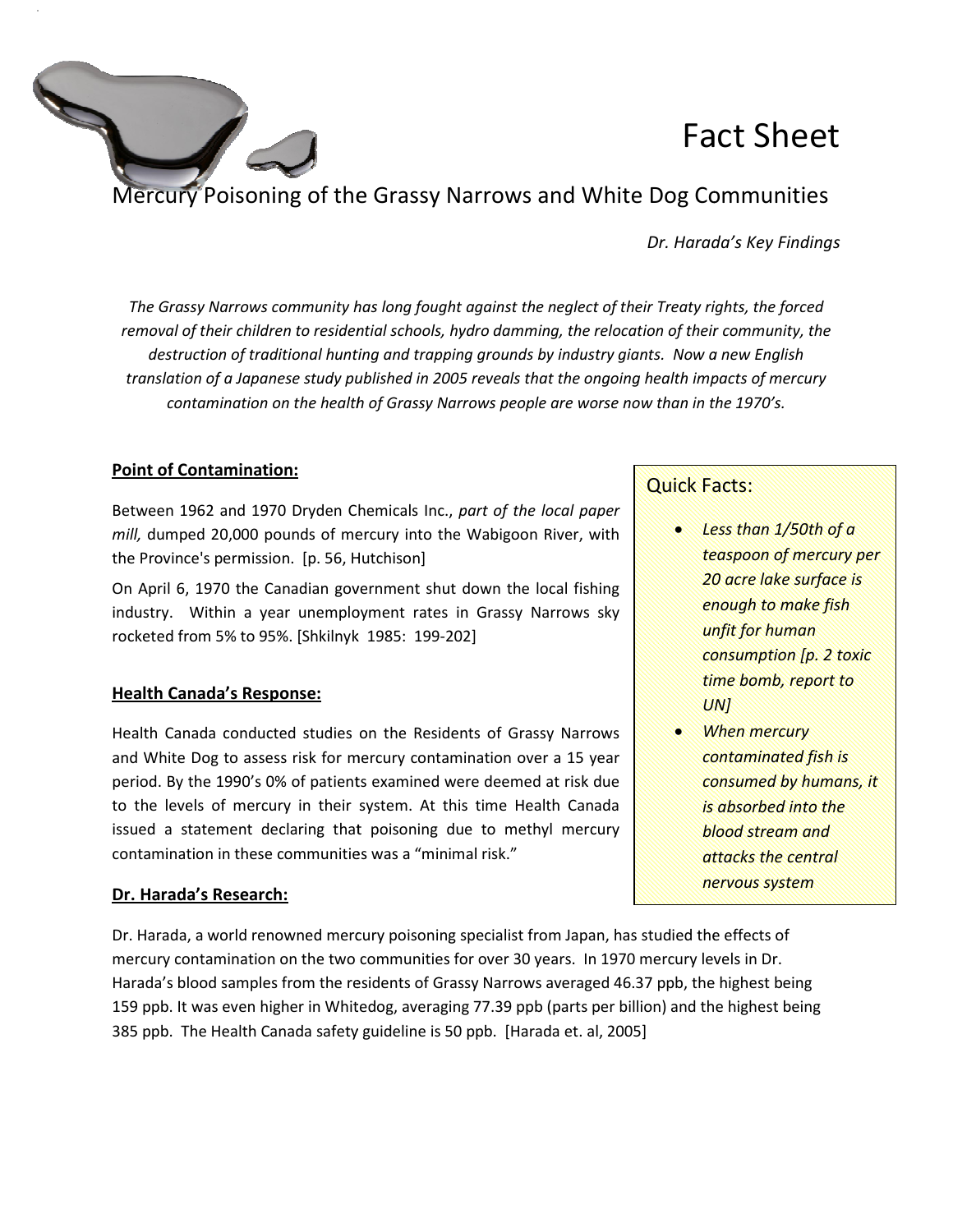# Fact Sheet

## Mercury Poisoning of the Grassy Narrows and White Dog Communities

*Dr. Harada's Key Findings*

*The Grassy Narrows community has long fought against the neglect of their Treaty rights, the forced removal of their children to residential schools, hydro damming, the relocation of their community, the destruction of traditional hunting and trapping grounds by industry giants. Now a new English translation of a Japanese study published in 2005 reveals that the ongoing health impacts of mercury contamination on the health of Grassy Narrows people are worse now than in the 1970's.*

### Point of Contamination:

Between 1962 and 1970 Dryden Chemicals Inc., *part of the local paper mill,* dumped 20,000 pounds of mercury into the Wabigoon River, with the Province's permission. [p. 56, Hutchison]

On April 6, 1970 the Canadian government shut down the local fishing industry. Within a year unemployment rates in Grassy Narrows sky rocketed from 5% to 95%. [Shkilnyk 1985: 199-202]

### Health Canada's Response:

Health Canada conducted studies on the Residents of Grassy Narrows and White Dog to assess risk for mercury contamination over a 15 year period. By the 1990's 0% of patients examined were deemed at risk due to the levels of mercury in their system. At this time Health Canada issued a statement declaring that poisoning due to methyl mercury contamination in these communities was a "minimal risk."

### Quick Facts:

- *Less than 1/50th of a teaspoon of mercury per 20 acre lake surface is enough to make fish unfit for human consumption [p. 2 toxic time bomb, report to UN]*
- *When mercury contaminated fish is consumed by humans, it is absorbed into the blood stream and attacks the central nervous system*

### Dr. Harada's Research:

Dr. Harada, a world renowned mercury poisoning specialist from Japan, has studied the effects of mercury contamination on the two communities for over 30 years. In 1970 mercury levels in Dr. Harada's blood samples from the residents of Grassy Narrows averaged 46.37 ppb, the highest being 159 ppb. It was even higher in Whitedog, averaging 77.39 ppb (parts per billion) and the highest being 385 ppb. The Health Canada safety guideline is 50 ppb. [Harada et. al, 2005]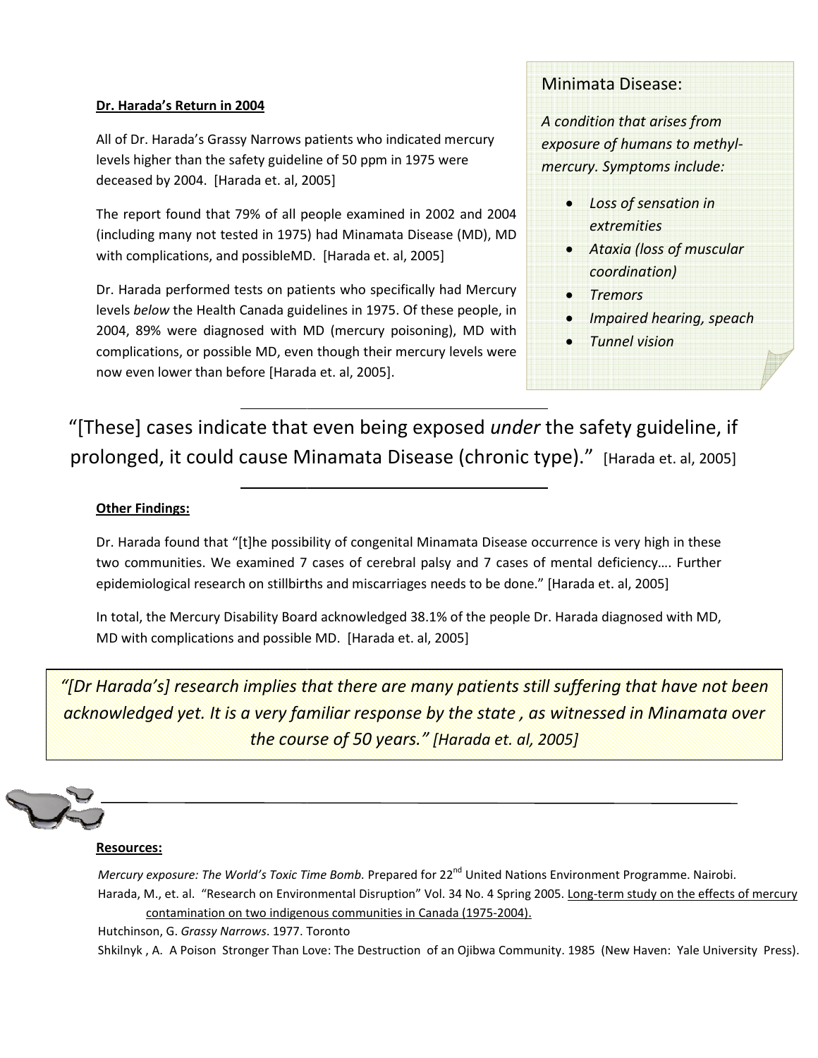**Dr. Harada's Return in 2004**

All of Dr. Harada's Grassy Narrows patients who indicated mercury levels higher than the safety guideline of 50 ppm in 1975 were deceased by 2004. [Harada et. al, 2005]

The report found that 79% of all people examined in 2002 and 2004 (including many not tested in 1975) had Minamata Disease (MD), MD with complications, and possibleMD. [Harada et. al, 2005]

Dr. Harada performed tests on patients who specifically had Mercury levels *below* the Health Canada guidelines in 1975. Of these people, in 2004, 89% were diagnosed with MD (mercury poisoning), MD with complications, or possible MD, even though their mercury levels were now even lower than before [Harada et. al, 2005].

Minimata Disease:

*A condition that arises from exposure of humans to methyl-mercury. Symptoms include:*

- *Loss of sensation in extremities*
- *Ataxia (loss of muscular coordination)*
- *Tremors*
- *Impaired hearing, speach*
- *Tunnel vision*

"[These] cases indicate that even being exposed *under* the safety guideline, if prolonged, it could cause Minamata Disease (chronic type)." [Harada et. al, 2005]

**Other Findings:**

Dr. Harada found that "[t]he possibility of congenital Minamata Disease occurrence is very high in these two communities. We examined 7 cases of cerebral palsy and 7 cases of mental deficiency…. Further epidemiological research on stillbirths and miscarriages needs to be done." [Harada et. al, 2005]

In total, the Mercury Disability Board acknowledged 38.1% of the people Dr. Harada diagnosed with MD, MD with complications and possible MD. [Harada et. al, 2005]

*"[Dr Harada's] research implies that there are many patients still suffering that have not been acknowledged yet. It is a very familiar response by the state , as witnessed in Minamata over the course of 50 years." [Harada et. al, 2005]*

**Resources:**

*Mercury exposure: The World's Toxic Time Bomb.* Prepared for 22nd United Nations Environment Programme. Nairobi.

Harada, M., et. al. "Research on Environmental Disruption" Vol. 34 No. 4 Spring 2005. Long-term study on the effects of mercury contamination on two indigenous communities in Canada (1975-2004).

Hutchinson, G. *Grassy Narrows*. 1977. Toronto

Shkilnyk , A. A Poison Stronger Than Love: The Destruction of an Ojibwa Community. 1985 (New Haven: Yale University Press).